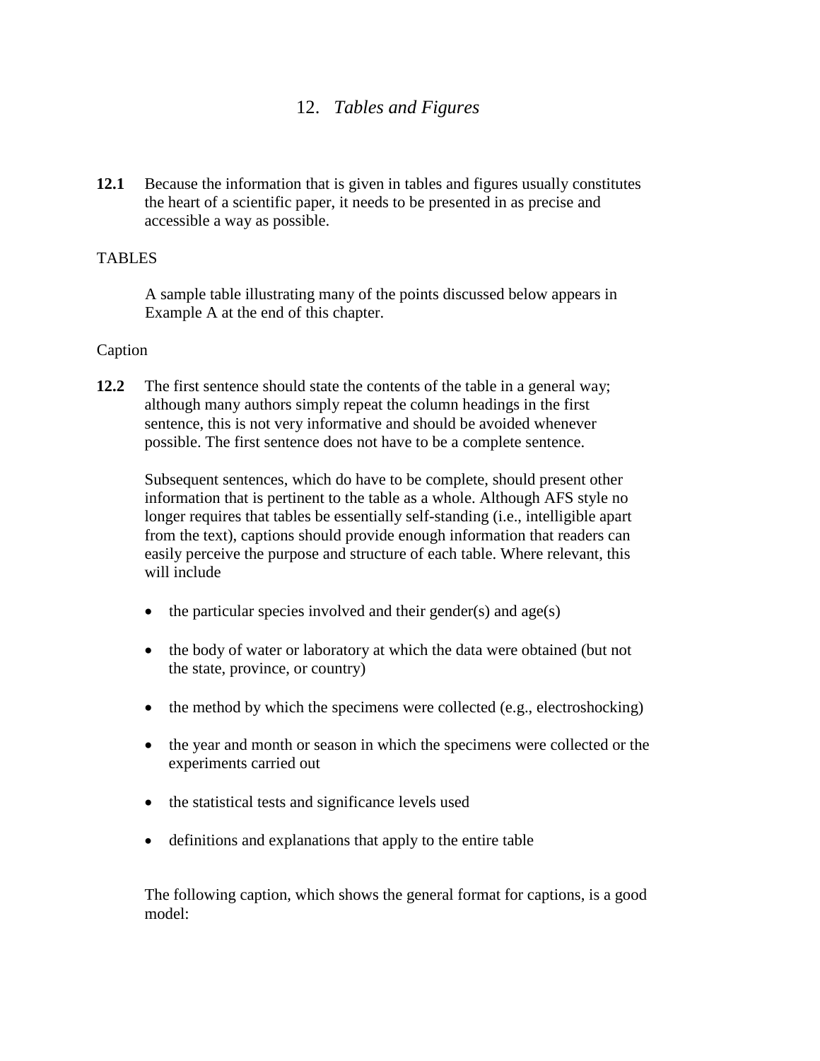# 12. *Tables and Figures*

**12.1** Because the information that is given in tables and figures usually constitutes the heart of a scientific paper, it needs to be presented in as precise and accessible a way as possible.

## TABLES

A sample table illustrating many of the points discussed below appears in Example A at the end of this chapter.

### Caption

**12.2** The first sentence should state the contents of the table in a general way; although many authors simply repeat the column headings in the first sentence, this is not very informative and should be avoided whenever possible. The first sentence does not have to be a complete sentence.

Subsequent sentences, which do have to be complete, should present other information that is pertinent to the table as a whole. Although AFS style no longer requires that tables be essentially self-standing (i.e., intelligible apart from the text), captions should provide enough information that readers can easily perceive the purpose and structure of each table. Where relevant, this will include

- the particular species involved and their gender(s) and age(s)
- the body of water or laboratory at which the data were obtained (but not the state, province, or country)
- the method by which the specimens were collected (e.g., electroshocking)
- the year and month or season in which the specimens were collected or the experiments carried out
- the statistical tests and significance levels used
- definitions and explanations that apply to the entire table

The following caption, which shows the general format for captions, is a good model: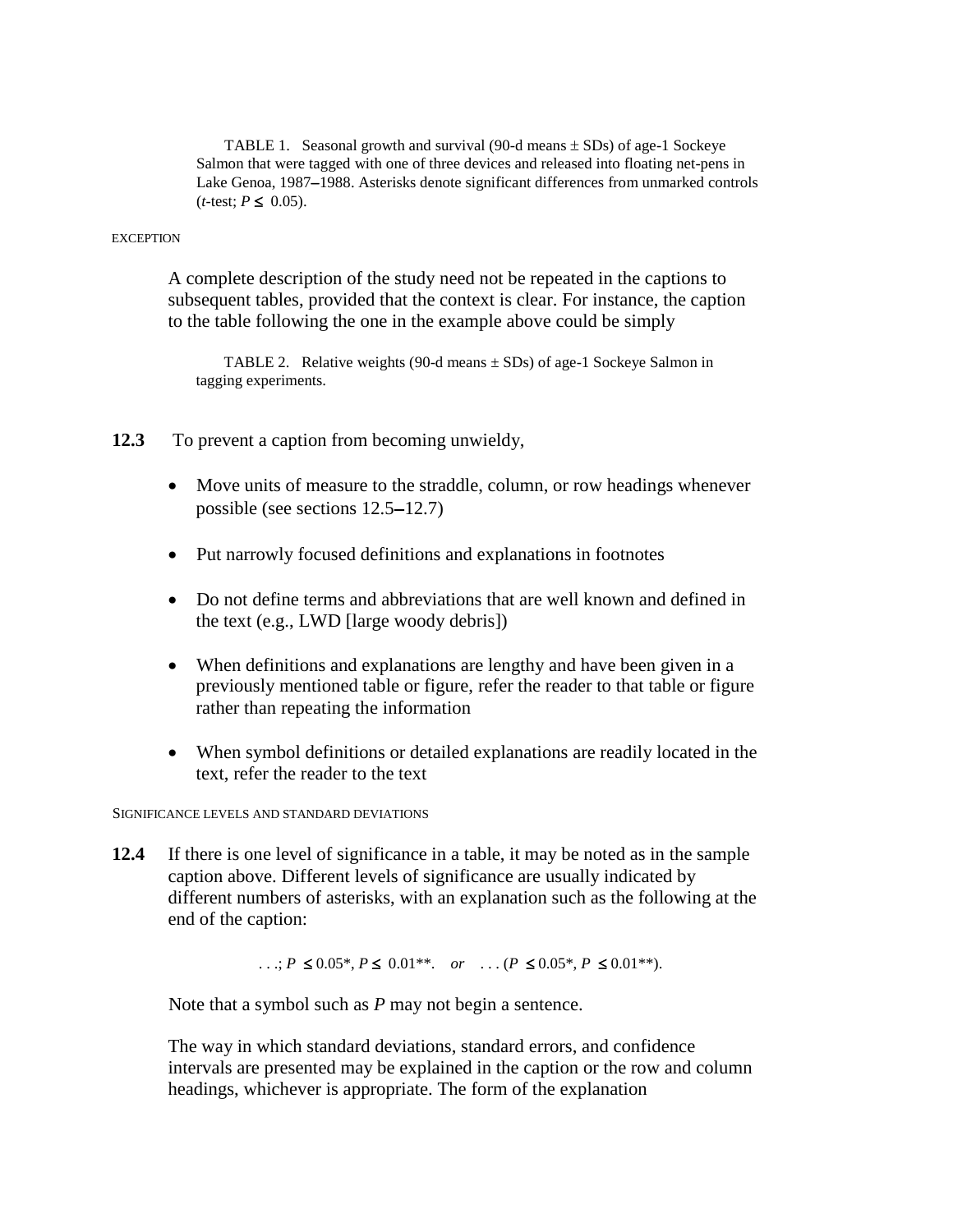TABLE 1. Seasonal growth and survival (90-d means ± SDs) of age-1 Sockeye Salmon that were tagged with one of three devices and released into floating net-pens in Lake Genoa, 1987–1988. Asterisks denote significant differences from unmarked controls (*t*-test; $P \leq 0.05$).

EXCEPTION

A complete description of the study need not be repeated in the captions to subsequent tables, provided that the context is clear. For instance, the caption to the table following the one in the example above could be simply

TABLE 2. Relative weights (90-d means ± SDs) of age-1 Sockeye Salmon in tagging experiments.

**12.3** To prevent a caption from becoming unwieldy,

- Move units of measure to the straddle, column, or row headings whenever possible (see sections 12.5–12.7)
- Put narrowly focused definitions and explanations in footnotes
- Do not define terms and abbreviations that are well known and defined in the text (e.g., LWD [large woody debris])
- When definitions and explanations are lengthy and have been given in a previously mentioned table or figure, refer the reader to that table or figure rather than repeating the information
- When symbol definitions or detailed explanations are readily located in the text, refer the reader to the text

SIGNIFICANCE LEVELS AND STANDARD DEVIATIONS

**12.4** If there is one level of significance in a table, it may be noted as in the sample caption above. Different levels of significance are usually indicated by different numbers of asterisks, with an explanation such as the following at the end of the caption:

. . .; $P \leq 0.05$*, $P \leq 0.01$**. *or* . . . ($P \leq 0.05$*, $P \leq 0.01$**).

Note that a symbol such as *P* may not begin a sentence.

The way in which standard deviations, standard errors, and confidence intervals are presented may be explained in the caption or the row and column headings, whichever is appropriate. The form of the explanation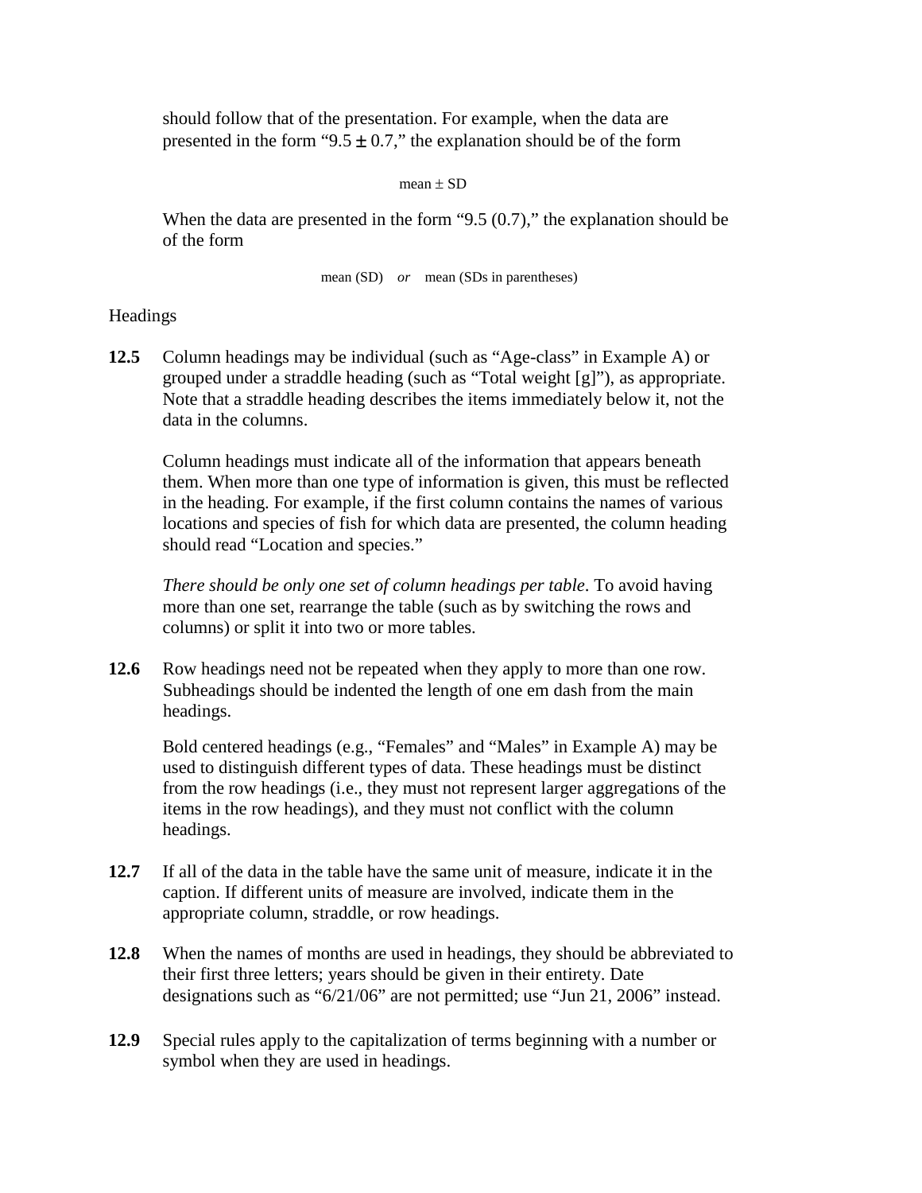should follow that of the presentation. For example, when the data are presented in the form "9.5 ± 0.7," the explanation should be of the form

mean ± SD

When the data are presented in the form "9.5 (0.7)," the explanation should be of the form

mean (SD) *or* mean (SDs in parentheses)

Headings

**12.5** Column headings may be individual (such as "Age-class" in Example A) or grouped under a straddle heading (such as "Total weight [g]"), as appropriate. Note that a straddle heading describes the items immediately below it, not the data in the columns.

Column headings must indicate all of the information that appears beneath them. When more than one type of information is given, this must be reflected in the heading. For example, if the first column contains the names of various locations and species of fish for which data are presented, the column heading should read "Location and species."

*There should be only one set of column headings per table*. To avoid having more than one set, rearrange the table (such as by switching the rows and columns) or split it into two or more tables.

**12.6** Row headings need not be repeated when they apply to more than one row. Subheadings should be indented the length of one em dash from the main headings.

Bold centered headings (e.g., "Females" and "Males" in Example A) may be used to distinguish different types of data. These headings must be distinct from the row headings (i.e., they must not represent larger aggregations of the items in the row headings), and they must not conflict with the column headings.

**12.7** If all of the data in the table have the same unit of measure, indicate it in the caption. If different units of measure are involved, indicate them in the appropriate column, straddle, or row headings.

**12.8** When the names of months are used in headings, they should be abbreviated to their first three letters; years should be given in their entirety. Date designations such as "6/21/06" are not permitted; use "Jun 21, 2006" instead.

**12.9** Special rules apply to the capitalization of terms beginning with a number or symbol when they are used in headings.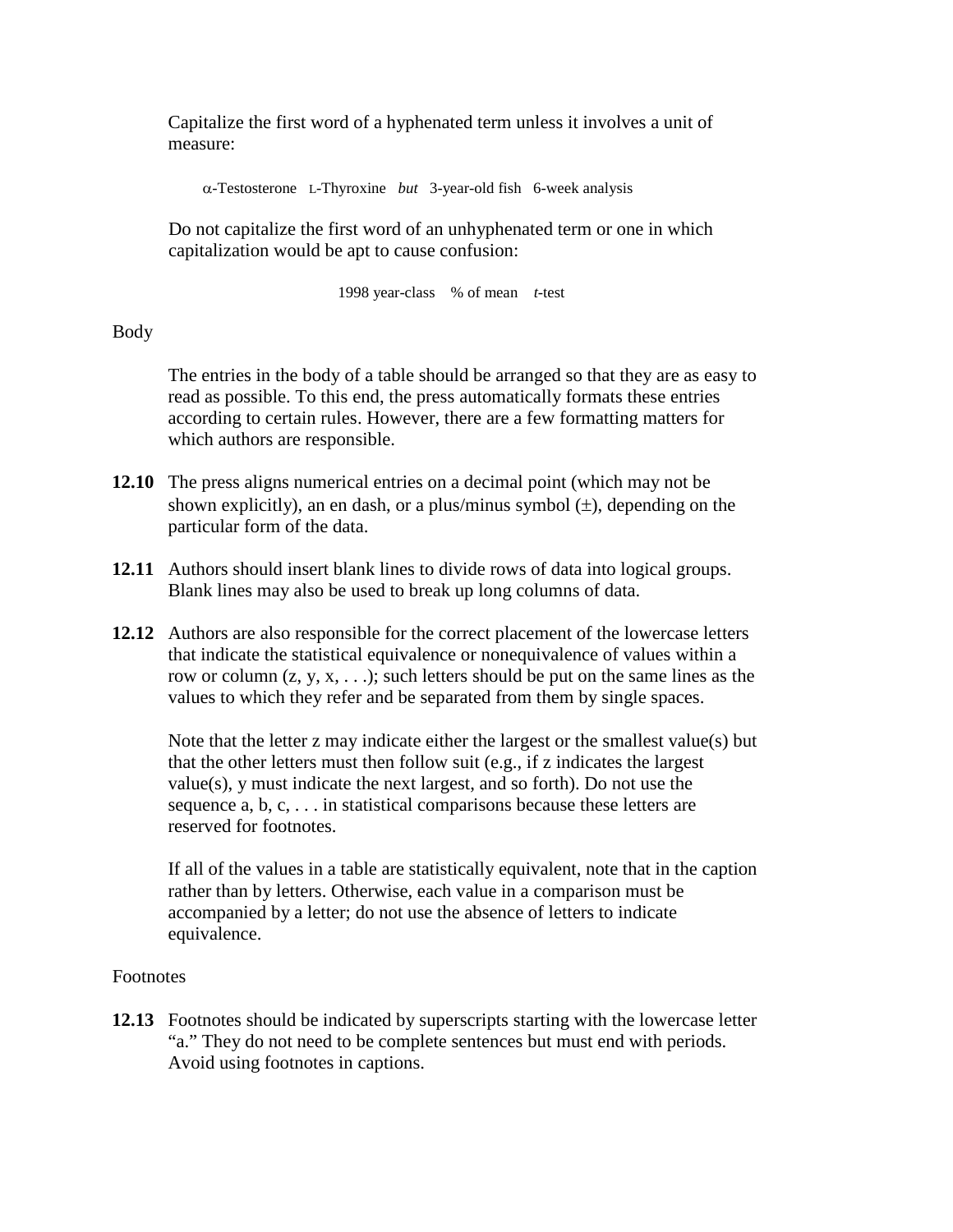Capitalize the first word of a hyphenated term unless it involves a unit of measure:

$\alpha$-Testosterone   L-Thyroxine   *but*   3-year-old fish   6-week analysis

Do not capitalize the first word of an unhyphenated term or one in which capitalization would be apt to cause confusion:

1998 year-class   % of mean   *t*-test

## Body

The entries in the body of a table should be arranged so that they are as easy to read as possible. To this end, the press automatically formats these entries according to certain rules. However, there are a few formatting matters for which authors are responsible.

**12.10** The press aligns numerical entries on a decimal point (which may not be shown explicitly), an en dash, or a plus/minus symbol (±), depending on the particular form of the data.

**12.11** Authors should insert blank lines to divide rows of data into logical groups. Blank lines may also be used to break up long columns of data.

**12.12** Authors are also responsible for the correct placement of the lowercase letters that indicate the statistical equivalence or nonequivalence of values within a row or column (z, y, x, . . .); such letters should be put on the same lines as the values to which they refer and be separated from them by single spaces.

Note that the letter z may indicate either the largest or the smallest value(s) but that the other letters must then follow suit (e.g., if z indicates the largest value(s), y must indicate the next largest, and so forth). Do not use the sequence a, b, c, . . . in statistical comparisons because these letters are reserved for footnotes.

If all of the values in a table are statistically equivalent, note that in the caption rather than by letters. Otherwise, each value in a comparison must be accompanied by a letter; do not use the absence of letters to indicate equivalence.

## Footnotes

**12.13** Footnotes should be indicated by superscripts starting with the lowercase letter "a." They do not need to be complete sentences but must end with periods. Avoid using footnotes in captions.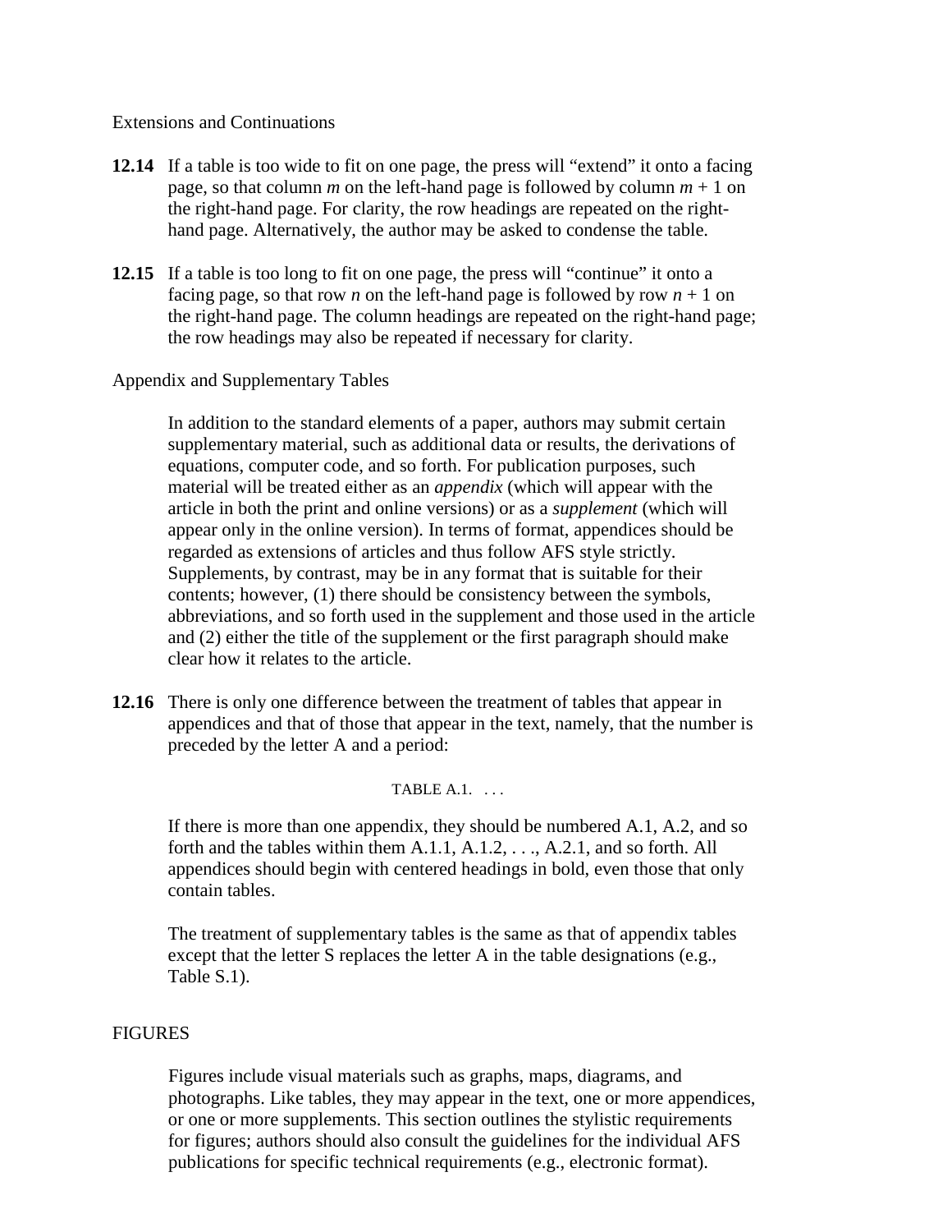Extensions and Continuations

**12.14** If a table is too wide to fit on one page, the press will "extend" it onto a facing page, so that column $m$ on the left-hand page is followed by column $m + 1$ on the right-hand page. For clarity, the row headings are repeated on the right-hand page. Alternatively, the author may be asked to condense the table.

**12.15** If a table is too long to fit on one page, the press will "continue" it onto a facing page, so that row $n$ on the left-hand page is followed by row $n + 1$ on the right-hand page. The column headings are repeated on the right-hand page; the row headings may also be repeated if necessary for clarity.

Appendix and Supplementary Tables

In addition to the standard elements of a paper, authors may submit certain supplementary material, such as additional data or results, the derivations of equations, computer code, and so forth. For publication purposes, such material will be treated either as an *appendix* (which will appear with the article in both the print and online versions) or as a *supplement* (which will appear only in the online version). In terms of format, appendices should be regarded as extensions of articles and thus follow AFS style strictly. Supplements, by contrast, may be in any format that is suitable for their contents; however, (1) there should be consistency between the symbols, abbreviations, and so forth used in the supplement and those used in the article and (2) either the title of the supplement or the first paragraph should make clear how it relates to the article.

**12.16** There is only one difference between the treatment of tables that appear in appendices and that of those that appear in the text, namely, that the number is preceded by the letter A and a period:

TABLE A.1. . . .

If there is more than one appendix, they should be numbered A.1, A.2, and so forth and the tables within them A.1.1, A.1.2, . . ., A.2.1, and so forth. All appendices should begin with centered headings in bold, even those that only contain tables.

The treatment of supplementary tables is the same as that of appendix tables except that the letter S replaces the letter A in the table designations (e.g., Table S.1).

FIGURES

Figures include visual materials such as graphs, maps, diagrams, and photographs. Like tables, they may appear in the text, one or more appendices, or one or more supplements. This section outlines the stylistic requirements for figures; authors should also consult the guidelines for the individual AFS publications for specific technical requirements (e.g., electronic format).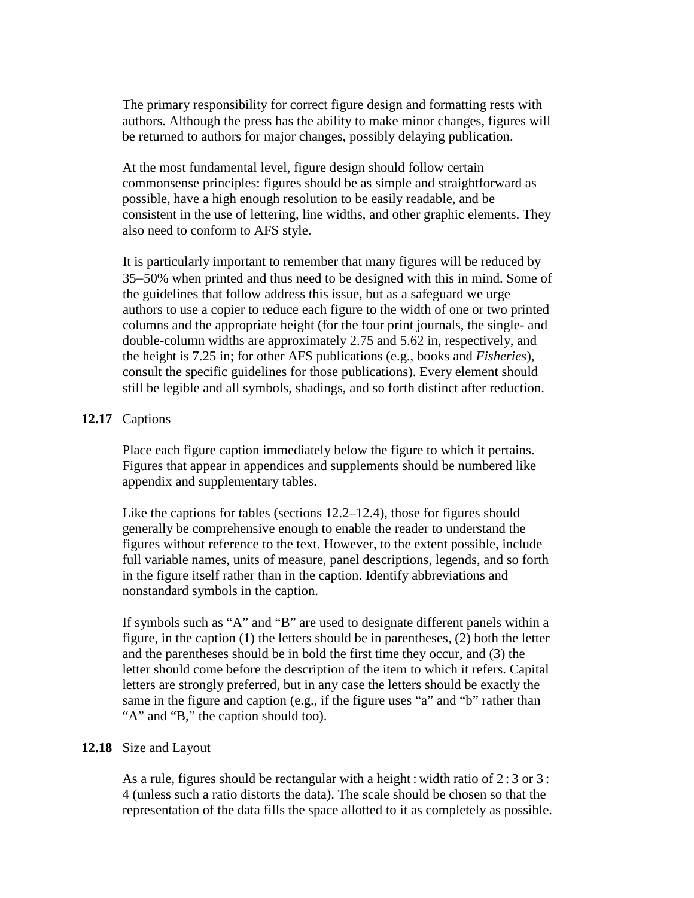The primary responsibility for correct figure design and formatting rests with authors. Although the press has the ability to make minor changes, figures will be returned to authors for major changes, possibly delaying publication.

At the most fundamental level, figure design should follow certain commonsense principles: figures should be as simple and straightforward as possible, have a high enough resolution to be easily readable, and be consistent in the use of lettering, line widths, and other graphic elements. They also need to conform to AFS style.

It is particularly important to remember that many figures will be reduced by 35–50% when printed and thus need to be designed with this in mind. Some of the guidelines that follow address this issue, but as a safeguard we urge authors to use a copier to reduce each figure to the width of one or two printed columns and the appropriate height (for the four print journals, the single- and double-column widths are approximately 2.75 and 5.62 in, respectively, and the height is 7.25 in; for other AFS publications (e.g., books and *Fisheries*), consult the specific guidelines for those publications). Every element should still be legible and all symbols, shadings, and so forth distinct after reduction.

### **12.17** Captions

Place each figure caption immediately below the figure to which it pertains. Figures that appear in appendices and supplements should be numbered like appendix and supplementary tables.

Like the captions for tables (sections 12.2–12.4), those for figures should generally be comprehensive enough to enable the reader to understand the figures without reference to the text. However, to the extent possible, include full variable names, units of measure, panel descriptions, legends, and so forth in the figure itself rather than in the caption. Identify abbreviations and nonstandard symbols in the caption.

If symbols such as "A" and "B" are used to designate different panels within a figure, in the caption (1) the letters should be in parentheses, (2) both the letter and the parentheses should be in bold the first time they occur, and (3) the letter should come before the description of the item to which it refers. Capital letters are strongly preferred, but in any case the letters should be exactly the same in the figure and caption (e.g., if the figure uses "a" and "b" rather than "A" and "B," the caption should too).

### **12.18** Size and Layout

As a rule, figures should be rectangular with a height : width ratio of 2 : 3 or 3 : 4 (unless such a ratio distorts the data). The scale should be chosen so that the representation of the data fills the space allotted to it as completely as possible.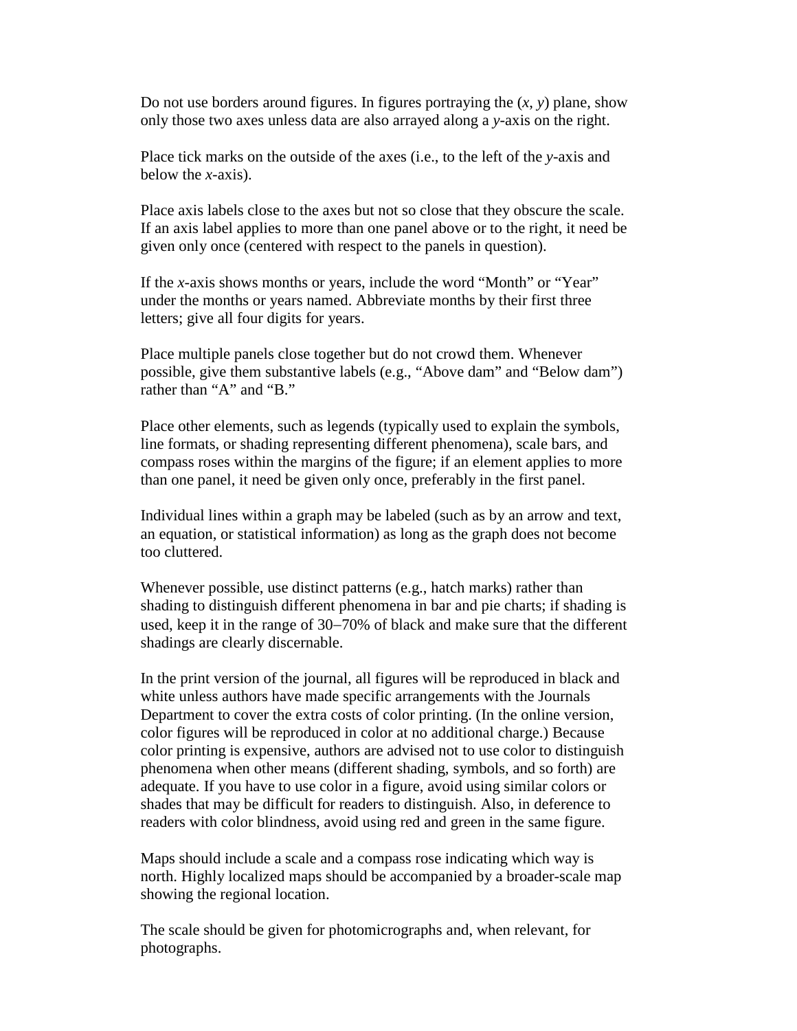Do not use borders around figures. In figures portraying the (*x*, *y*) plane, show only those two axes unless data are also arrayed along a *y*-axis on the right.

Place tick marks on the outside of the axes (i.e., to the left of the *y*-axis and below the *x*-axis).

Place axis labels close to the axes but not so close that they obscure the scale. If an axis label applies to more than one panel above or to the right, it need be given only once (centered with respect to the panels in question).

If the *x*-axis shows months or years, include the word "Month" or "Year" under the months or years named. Abbreviate months by their first three letters; give all four digits for years.

Place multiple panels close together but do not crowd them. Whenever possible, give them substantive labels (e.g., "Above dam" and "Below dam") rather than "A" and "B."

Place other elements, such as legends (typically used to explain the symbols, line formats, or shading representing different phenomena), scale bars, and compass roses within the margins of the figure; if an element applies to more than one panel, it need be given only once, preferably in the first panel.

Individual lines within a graph may be labeled (such as by an arrow and text, an equation, or statistical information) as long as the graph does not become too cluttered.

Whenever possible, use distinct patterns (e.g., hatch marks) rather than shading to distinguish different phenomena in bar and pie charts; if shading is used, keep it in the range of 30–70% of black and make sure that the different shadings are clearly discernable.

In the print version of the journal, all figures will be reproduced in black and white unless authors have made specific arrangements with the Journals Department to cover the extra costs of color printing. (In the online version, color figures will be reproduced in color at no additional charge.) Because color printing is expensive, authors are advised not to use color to distinguish phenomena when other means (different shading, symbols, and so forth) are adequate. If you have to use color in a figure, avoid using similar colors or shades that may be difficult for readers to distinguish. Also, in deference to readers with color blindness, avoid using red and green in the same figure.

Maps should include a scale and a compass rose indicating which way is north. Highly localized maps should be accompanied by a broader-scale map showing the regional location.

The scale should be given for photomicrographs and, when relevant, for photographs.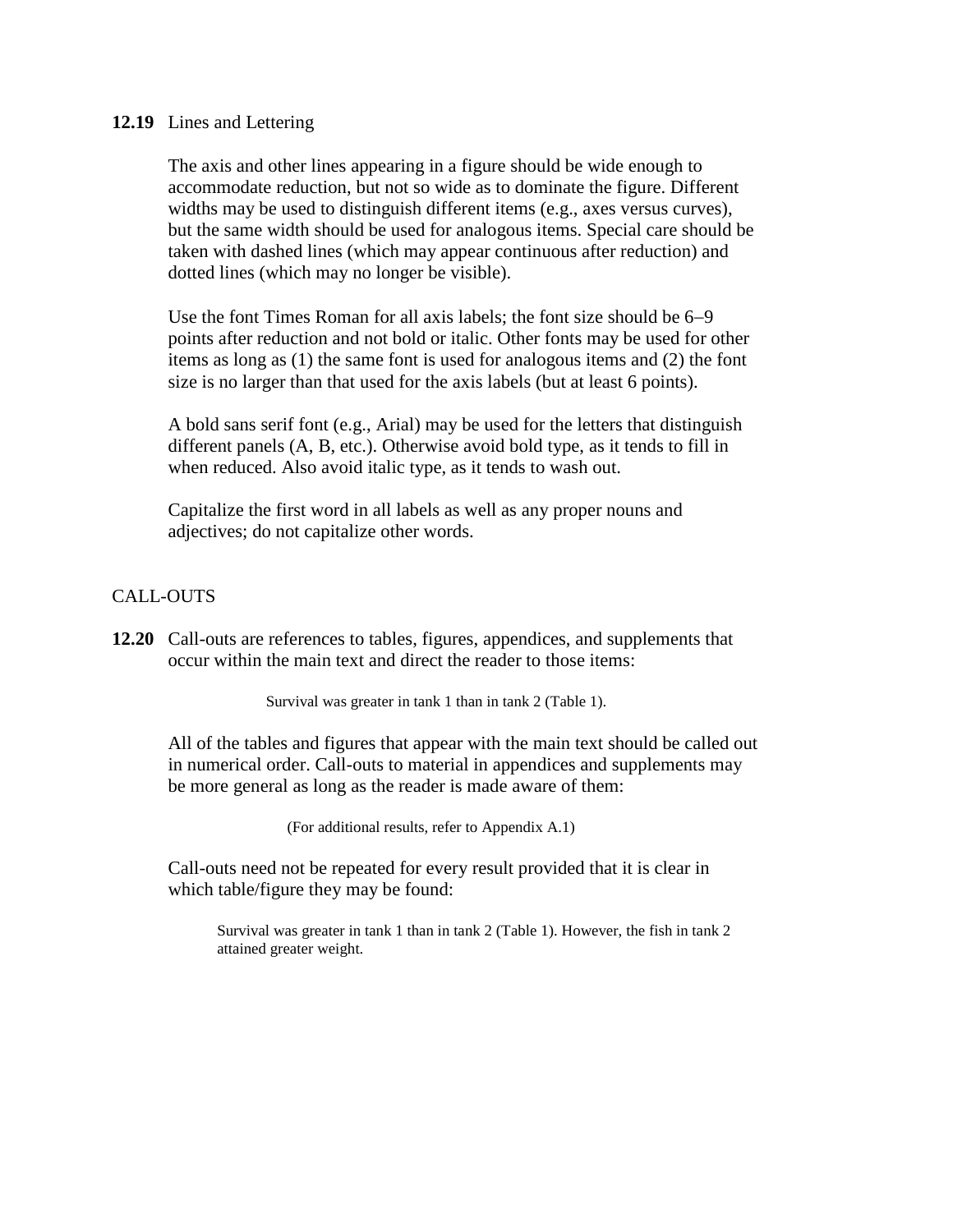**12.19** Lines and Lettering

The axis and other lines appearing in a figure should be wide enough to accommodate reduction, but not so wide as to dominate the figure. Different widths may be used to distinguish different items (e.g., axes versus curves), but the same width should be used for analogous items. Special care should be taken with dashed lines (which may appear continuous after reduction) and dotted lines (which may no longer be visible).

Use the font Times Roman for all axis labels; the font size should be 6–9 points after reduction and not bold or italic. Other fonts may be used for other items as long as (1) the same font is used for analogous items and (2) the font size is no larger than that used for the axis labels (but at least 6 points).

A bold sans serif font (e.g., Arial) may be used for the letters that distinguish different panels (A, B, etc.). Otherwise avoid bold type, as it tends to fill in when reduced. Also avoid italic type, as it tends to wash out.

Capitalize the first word in all labels as well as any proper nouns and adjectives; do not capitalize other words.

## CALL-OUTS

**12.20** Call-outs are references to tables, figures, appendices, and supplements that occur within the main text and direct the reader to those items:

> Survival was greater in tank 1 than in tank 2 (Table 1).

All of the tables and figures that appear with the main text should be called out in numerical order. Call-outs to material in appendices and supplements may be more general as long as the reader is made aware of them:

> (For additional results, refer to Appendix A.1)

Call-outs need not be repeated for every result provided that it is clear in which table/figure they may be found:

> Survival was greater in tank 1 than in tank 2 (Table 1). However, the fish in tank 2 attained greater weight.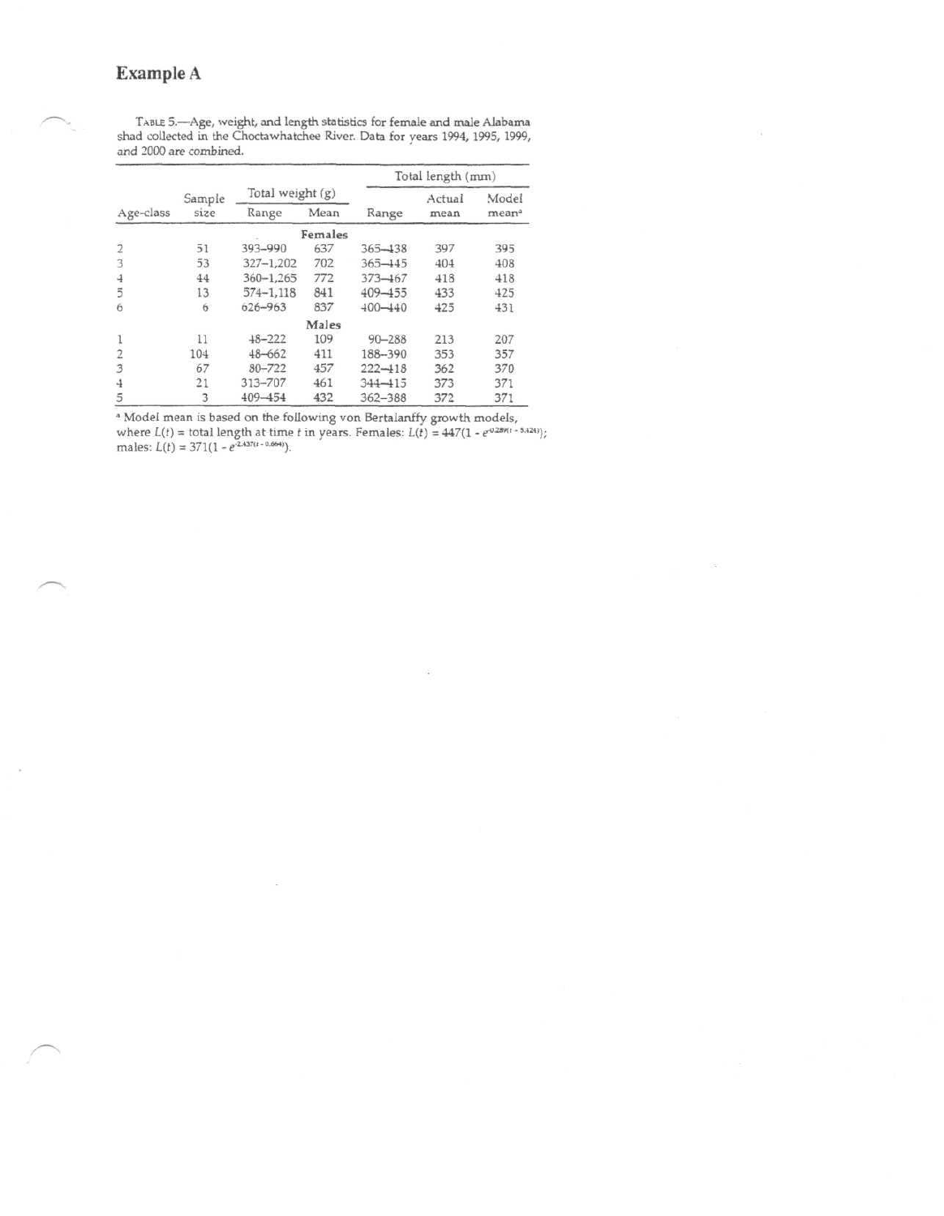# Example A

TABLE 5.—Age, weight, and length statistics for female and male Alabama shad collected in the Choctawhatchee River. Data for years 1994, 1995, 1999, and 2000 are combined.

| Age-class | Sample size | Total weight (g) | | Total length (mm) | | |
|---|---|---|---|---|---|---|
| | | Range | Mean | Range | Actual mean | Model mean[a] |
| | | | **Females** | | | |
| 2 | 51 | 393–990 | 637 | 365–438 | 397 | 395 |
| 3 | 53 | 327–1,202 | 702 | 365–445 | 404 | 408 |
| 4 | 44 | 360–1,265 | 772 | 373–467 | 418 | 418 |
| 5 | 13 | 574–1,118 | 841 | 409–455 | 433 | 425 |
| 6 | 6 | 626–963 | 837 | 400–440 | 425 | 431 |
| | | | **Males** | | | |
| 1 | 11 | 48–222 | 109 | 90–288 | 213 | 207 |
| 2 | 104 | 48–662 | 411 | 188–390 | 353 | 357 |
| 3 | 67 | 80–722 | 457 | 222–418 | 362 | 370 |
| 4 | 21 | 313–707 | 461 | 344–415 | 373 | 371 |
| 5 | 3 | 409–454 | 432 | 362–388 | 372 | 371 |

[a] Model mean is based on the following von Bertalanffy growth models, where $L(t)$ = total length at time $t$ in years. Females: $L(t) = 447(1 - e^{-0.289(t - 5.124)})$; males: $L(t) = 371(1 - e^{-2.437(t - 0.664)})$.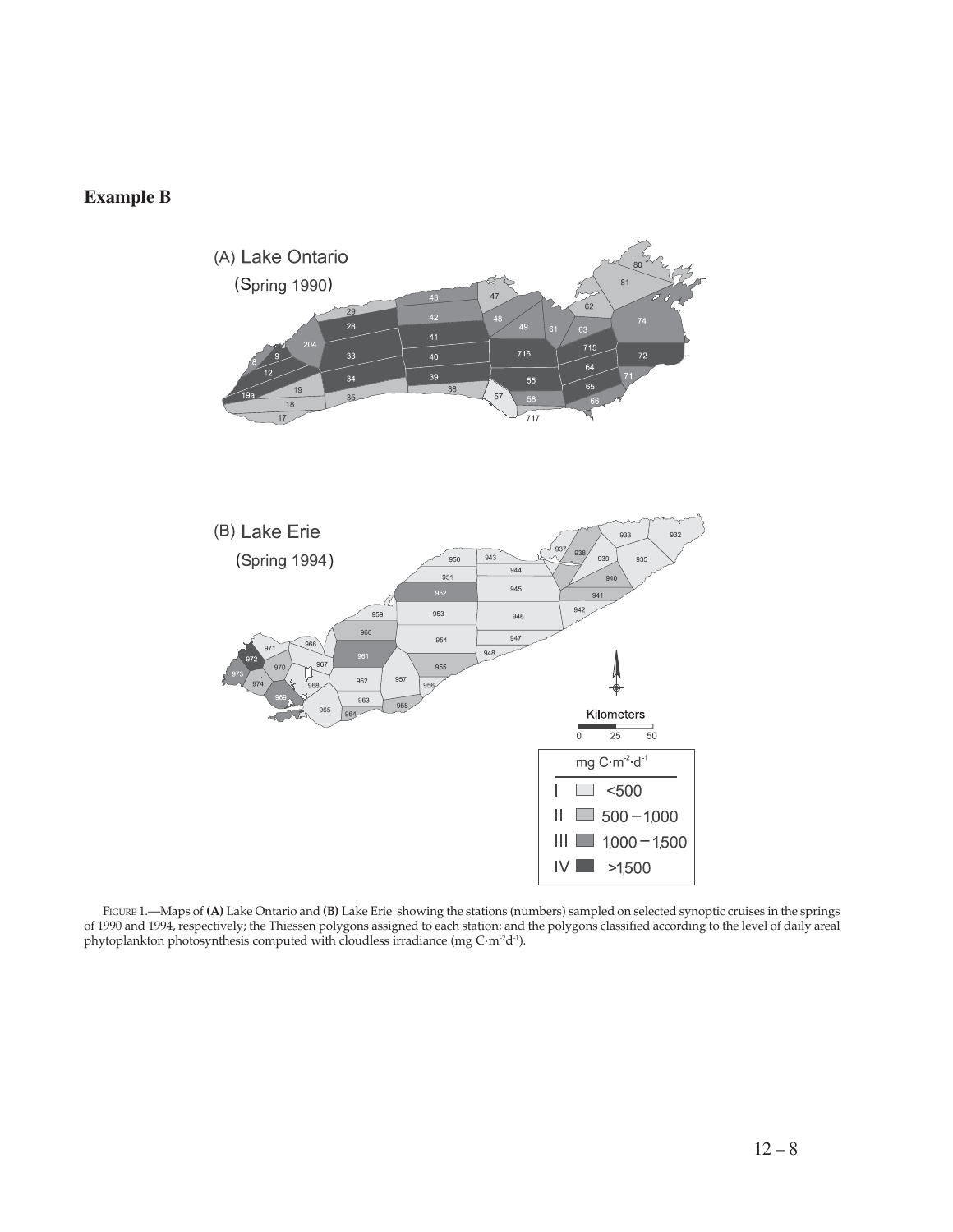## Example B

FIGURE 1.—Maps of **(A)** Lake Ontario and **(B)** Lake Erie showing the stations (numbers) sampled on selected synoptic cruises in the springs of 1990 and 1994, respectively; the Thiessen polygons assigned to each station; and the polygons classified according to the level of daily areal phytoplankton photosynthesis computed with cloudless irradiance (mg C·m$^{-2}$d$^{-1}$).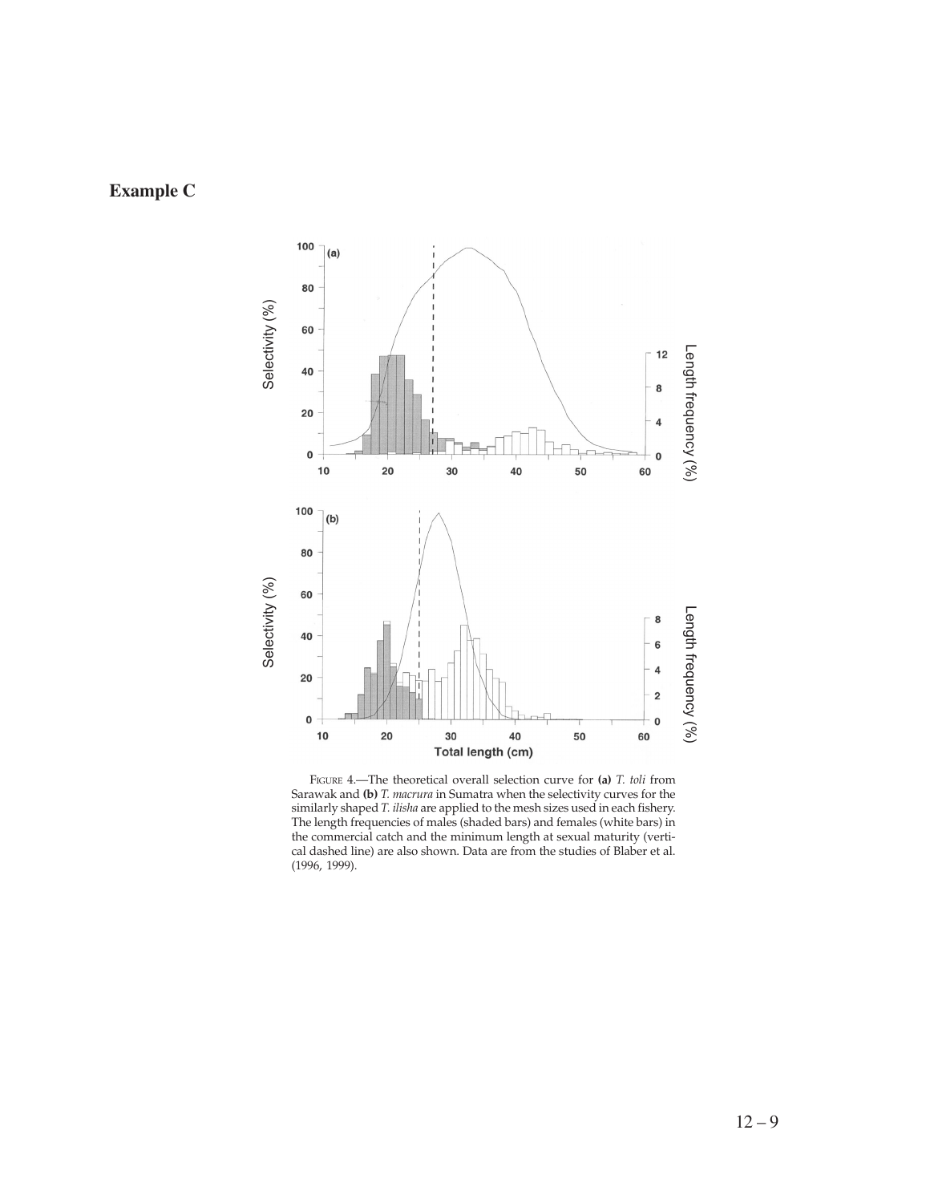## Example C

(a)

Selectivity (%)

Length frequency (%)

100
80
60
40
20
0

12
8
4
0

10 20 30 40 50 60

(b)

Selectivity (%)

Length frequency (%)

100
80
60
40
20
0

8
6
4
2
0

10 20 30 40 50 60

Total length (cm)

FIGURE 4.—The theoretical overall selection curve for **(a)** *T. toli* from Sarawak and **(b)** *T. macrura* in Sumatra when the selectivity curves for the similarly shaped *T. ilisha* are applied to the mesh sizes used in each fishery. The length frequencies of males (shaded bars) and females (white bars) in the commercial catch and the minimum length at sexual maturity (vertical dashed line) are also shown. Data are from the studies of Blaber et al. (1996, 1999).